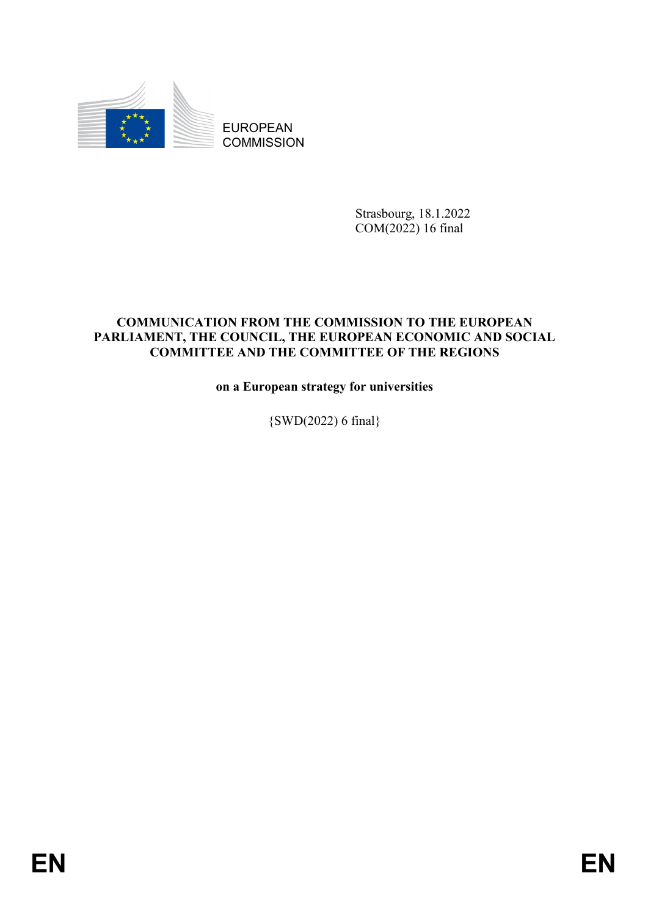EUROPEAN
COMMISSION

Strasbourg, 18.1.2022
COM(2022) 16 final

**COMMUNICATION FROM THE COMMISSION TO THE EUROPEAN PARLIAMENT, THE COUNCIL, THE EUROPEAN ECONOMIC AND SOCIAL COMMITTEE AND THE COMMITTEE OF THE REGIONS**

**on a European strategy for universities**

{SWD(2022) 6 final}

EN EN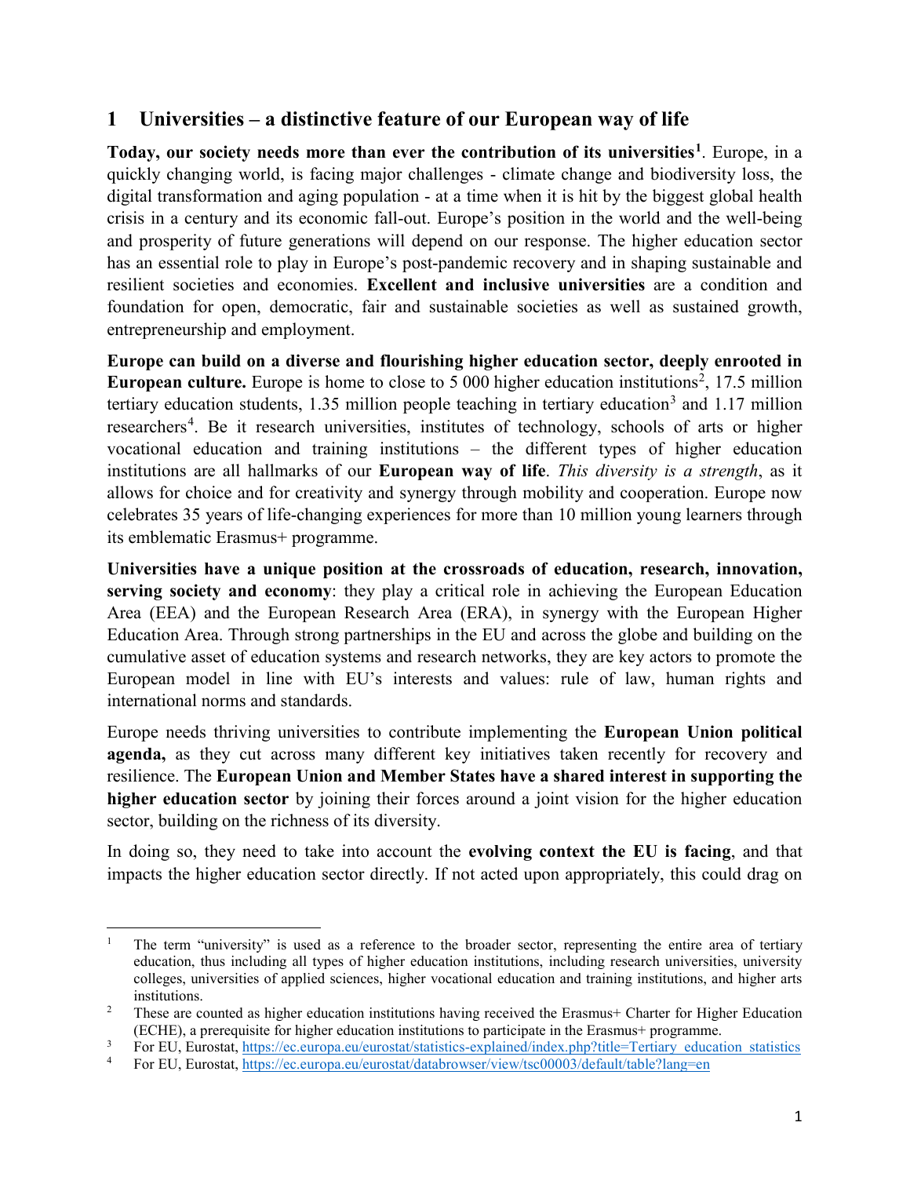# 1 Universities – a distinctive feature of our European way of life

**Today, our society needs more than ever the contribution of its universities**[1]. Europe, in a quickly changing world, is facing major challenges - climate change and biodiversity loss, the digital transformation and aging population - at a time when it is hit by the biggest global health crisis in a century and its economic fall-out. Europe's position in the world and the well-being and prosperity of future generations will depend on our response. The higher education sector has an essential role to play in Europe's post-pandemic recovery and in shaping sustainable and resilient societies and economies. **Excellent and inclusive universities** are a condition and foundation for open, democratic, fair and sustainable societies as well as sustained growth, entrepreneurship and employment.

**Europe can build on a diverse and flourishing higher education sector, deeply enrooted in European culture.** Europe is home to close to 5 000 higher education institutions[2], 17.5 million tertiary education students, 1.35 million people teaching in tertiary education[3] and 1.17 million researchers[4]. Be it research universities, institutes of technology, schools of arts or higher vocational education and training institutions – the different types of higher education institutions are all hallmarks of our **European way of life**. *This diversity is a strength*, as it allows for choice and for creativity and synergy through mobility and cooperation. Europe now celebrates 35 years of life-changing experiences for more than 10 million young learners through its emblematic Erasmus+ programme.

**Universities have a unique position at the crossroads of education, research, innovation, serving society and economy**: they play a critical role in achieving the European Education Area (EEA) and the European Research Area (ERA), in synergy with the European Higher Education Area. Through strong partnerships in the EU and across the globe and building on the cumulative asset of education systems and research networks, they are key actors to promote the European model in line with EU's interests and values: rule of law, human rights and international norms and standards.

Europe needs thriving universities to contribute implementing the **European Union political agenda,** as they cut across many different key initiatives taken recently for recovery and resilience. The **European Union and Member States have a shared interest in supporting the higher education sector** by joining their forces around a joint vision for the higher education sector, building on the richness of its diversity.

In doing so, they need to take into account the **evolving context the EU is facing**, and that impacts the higher education sector directly. If not acted upon appropriately, this could drag on

---

[1] The term "university" is used as a reference to the broader sector, representing the entire area of tertiary education, thus including all types of higher education institutions, including research universities, university colleges, universities of applied sciences, higher vocational education and training institutions, and higher arts institutions.

[2] These are counted as higher education institutions having received the Erasmus+ Charter for Higher Education (ECHE), a prerequisite for higher education institutions to participate in the Erasmus+ programme.

[3] For EU, Eurostat, https://ec.europa.eu/eurostat/statistics-explained/index.php?title=Tertiary_education_statistics

[4] For EU, Eurostat, https://ec.europa.eu/eurostat/databrowser/view/tsc00003/default/table?lang=en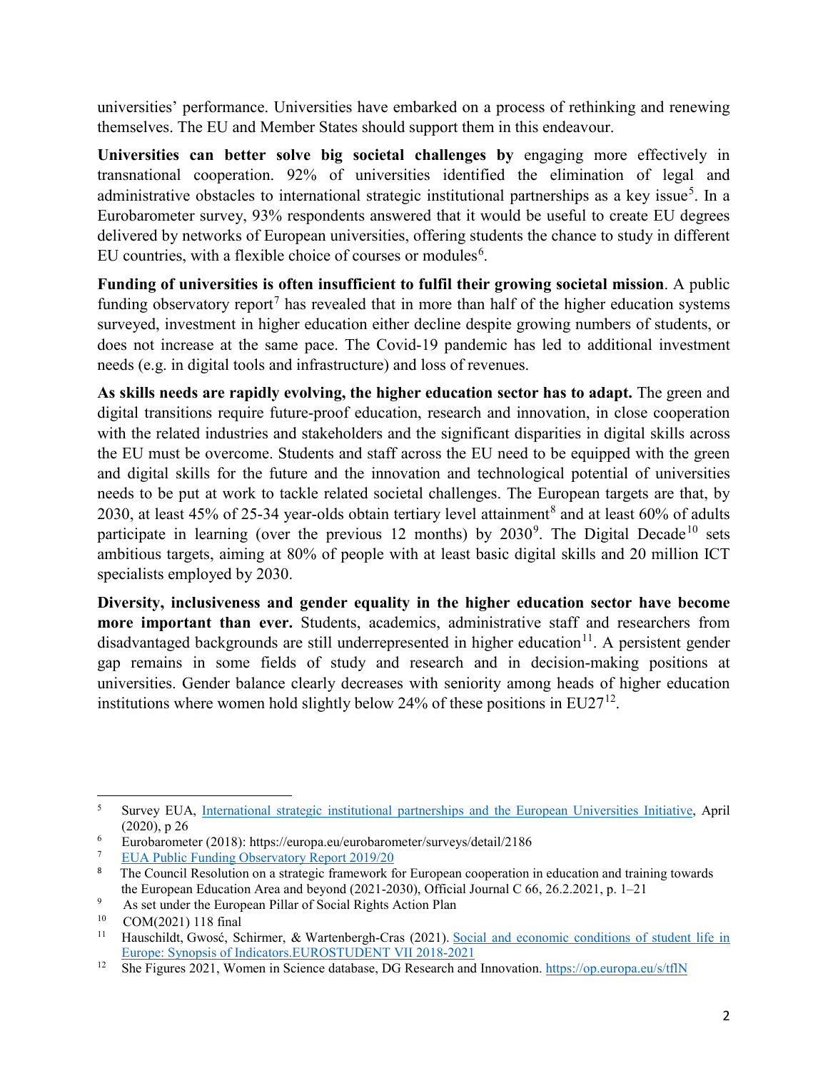universities' performance. Universities have embarked on a process of rethinking and renewing themselves. The EU and Member States should support them in this endeavour.

**Universities can better solve big societal challenges by** engaging more effectively in transnational cooperation. 92% of universities identified the elimination of legal and administrative obstacles to international strategic institutional partnerships as a key issue[5]. In a Eurobarometer survey, 93% respondents answered that it would be useful to create EU degrees delivered by networks of European universities, offering students the chance to study in different EU countries, with a flexible choice of courses or modules[6].

**Funding of universities is often insufficient to fulfil their growing societal mission**. A public funding observatory report[7] has revealed that in more than half of the higher education systems surveyed, investment in higher education either decline despite growing numbers of students, or does not increase at the same pace. The Covid-19 pandemic has led to additional investment needs (e.g. in digital tools and infrastructure) and loss of revenues.

**As skills needs are rapidly evolving, the higher education sector has to adapt.** The green and digital transitions require future-proof education, research and innovation, in close cooperation with the related industries and stakeholders and the significant disparities in digital skills across the EU must be overcome. Students and staff across the EU need to be equipped with the green and digital skills for the future and the innovation and technological potential of universities needs to be put at work to tackle related societal challenges. The European targets are that, by 2030, at least 45% of 25-34 year-olds obtain tertiary level attainment[8] and at least 60% of adults participate in learning (over the previous 12 months) by 2030[9]. The Digital Decade[10] sets ambitious targets, aiming at 80% of people with at least basic digital skills and 20 million ICT specialists employed by 2030.

**Diversity, inclusiveness and gender equality in the higher education sector have become more important than ever.** Students, academics, administrative staff and researchers from disadvantaged backgrounds are still underrepresented in higher education[11]. A persistent gender gap remains in some fields of study and research and in decision-making positions at universities. Gender balance clearly decreases with seniority among heads of higher education institutions where women hold slightly below 24% of these positions in EU27[12].

---

[5] Survey EUA, International strategic institutional partnerships and the European Universities Initiative, April (2020), p 26

[6] Eurobarometer (2018): https://europa.eu/eurobarometer/surveys/detail/2186

[7] EUA Public Funding Observatory Report 2019/20

[8] The Council Resolution on a strategic framework for European cooperation in education and training towards the European Education Area and beyond (2021-2030), Official Journal C 66, 26.2.2021, p. 1–21

[9] As set under the European Pillar of Social Rights Action Plan

[10] COM(2021) 118 final

[11] Hauschildt, Gwosć, Schirmer, & Wartenbergh-Cras (2021). Social and economic conditions of student life in Europe: Synopsis of Indicators.EUROSTUDENT VII 2018-2021

[12] She Figures 2021, Women in Science database, DG Research and Innovation. https://op.europa.eu/s/tflN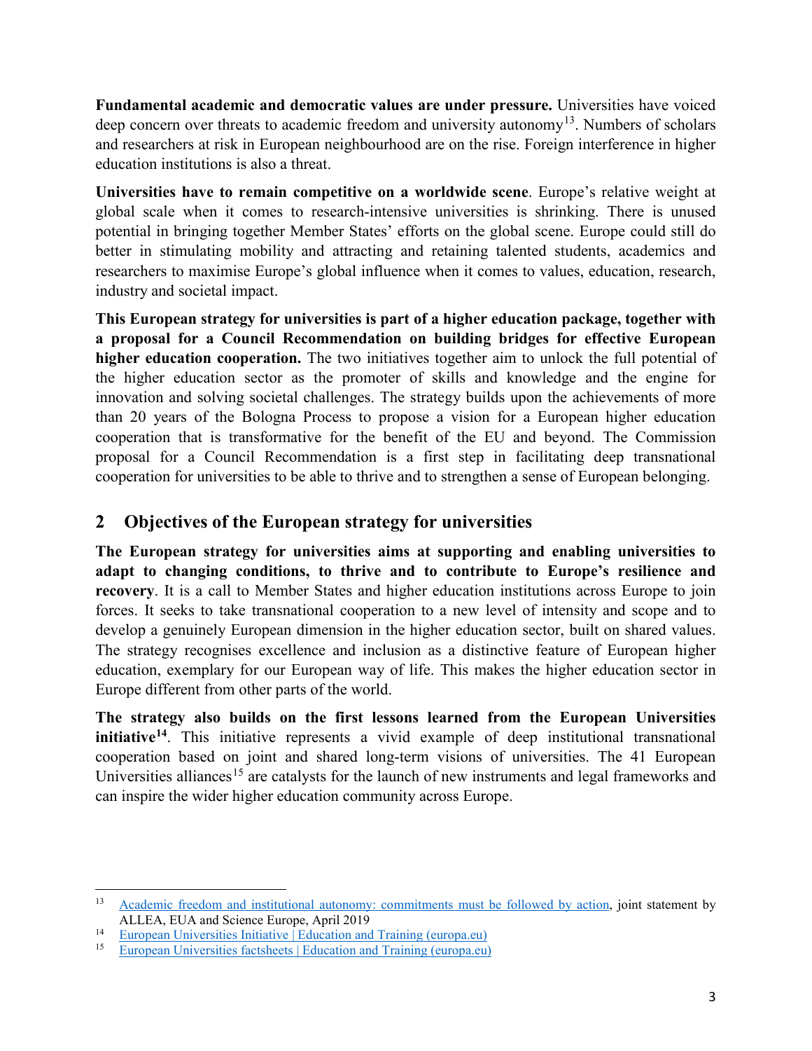**Fundamental academic and democratic values are under pressure.** Universities have voiced deep concern over threats to academic freedom and university autonomy[13]. Numbers of scholars and researchers at risk in European neighbourhood are on the rise. Foreign interference in higher education institutions is also a threat.

**Universities have to remain competitive on a worldwide scene**. Europe's relative weight at global scale when it comes to research-intensive universities is shrinking. There is unused potential in bringing together Member States' efforts on the global scene. Europe could still do better in stimulating mobility and attracting and retaining talented students, academics and researchers to maximise Europe's global influence when it comes to values, education, research, industry and societal impact.

**This European strategy for universities is part of a higher education package, together with a proposal for a Council Recommendation on building bridges for effective European higher education cooperation.** The two initiatives together aim to unlock the full potential of the higher education sector as the promoter of skills and knowledge and the engine for innovation and solving societal challenges. The strategy builds upon the achievements of more than 20 years of the Bologna Process to propose a vision for a European higher education cooperation that is transformative for the benefit of the EU and beyond. The Commission proposal for a Council Recommendation is a first step in facilitating deep transnational cooperation for universities to be able to thrive and to strengthen a sense of European belonging.

## 2 Objectives of the European strategy for universities

**The European strategy for universities aims at supporting and enabling universities to adapt to changing conditions, to thrive and to contribute to Europe's resilience and recovery**. It is a call to Member States and higher education institutions across Europe to join forces. It seeks to take transnational cooperation to a new level of intensity and scope and to develop a genuinely European dimension in the higher education sector, built on shared values. The strategy recognises excellence and inclusion as a distinctive feature of European higher education, exemplary for our European way of life. This makes the higher education sector in Europe different from other parts of the world.

**The strategy also builds on the first lessons learned from the European Universities initiative[14]**. This initiative represents a vivid example of deep institutional transnational cooperation based on joint and shared long-term visions of universities. The 41 European Universities alliances[15] are catalysts for the launch of new instruments and legal frameworks and can inspire the wider higher education community across Europe.

---

[13] Academic freedom and institutional autonomy: commitments must be followed by action, joint statement by ALLEA, EUA and Science Europe, April 2019

[14] European Universities Initiative | Education and Training (europa.eu)

[15] European Universities factsheets | Education and Training (europa.eu)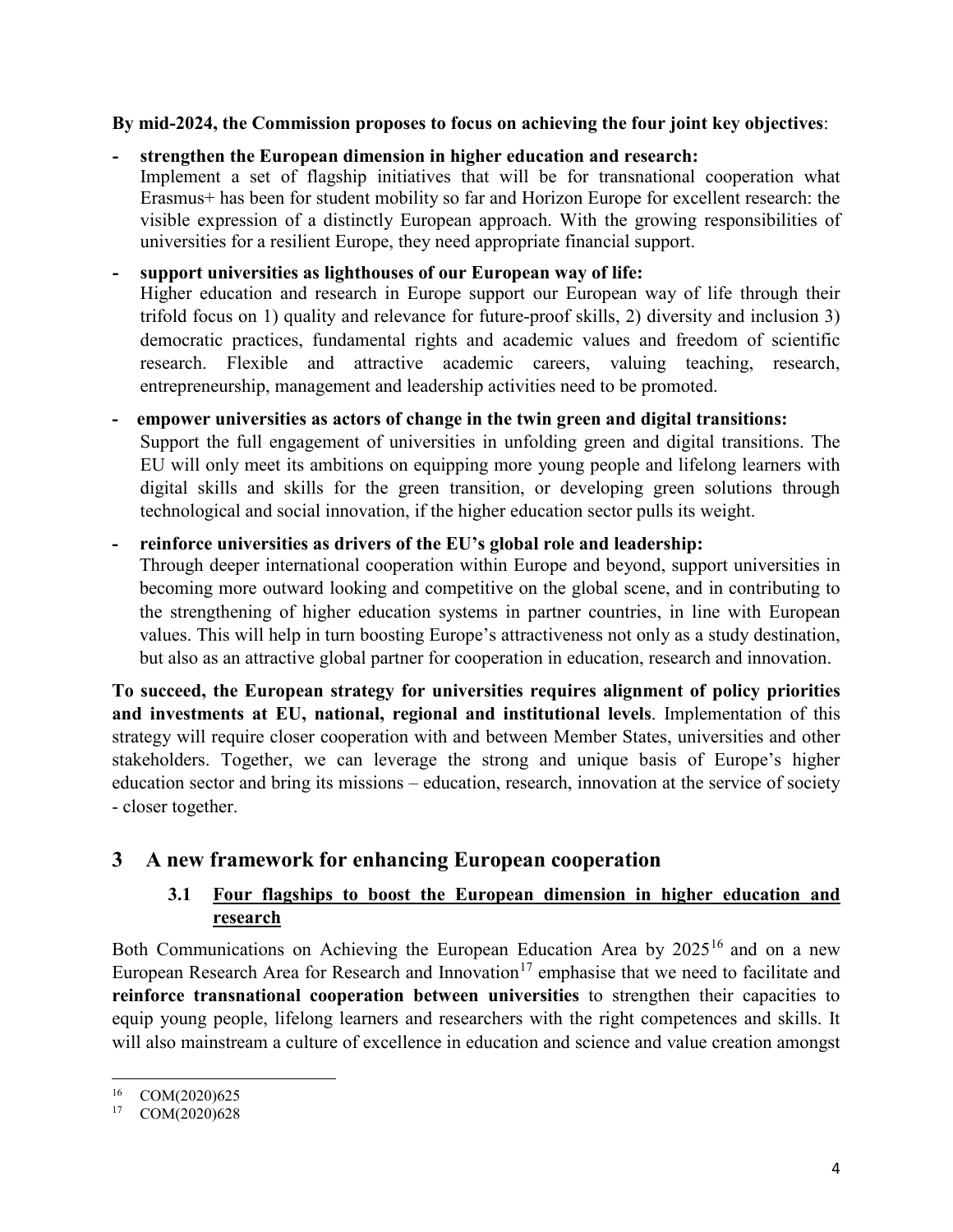**By mid-2024, the Commission proposes to focus on achieving the four joint key objectives**:

- **strengthen the European dimension in higher education and research:**
  Implement a set of flagship initiatives that will be for transnational cooperation what Erasmus+ has been for student mobility so far and Horizon Europe for excellent research: the visible expression of a distinctly European approach. With the growing responsibilities of universities for a resilient Europe, they need appropriate financial support.

- **support universities as lighthouses of our European way of life:**
  Higher education and research in Europe support our European way of life through their trifold focus on 1) quality and relevance for future-proof skills, 2) diversity and inclusion 3) democratic practices, fundamental rights and academic values and freedom of scientific research. Flexible and attractive academic careers, valuing teaching, research, entrepreneurship, management and leadership activities need to be promoted.

- **empower universities as actors of change in the twin green and digital transitions:**
  Support the full engagement of universities in unfolding green and digital transitions. The EU will only meet its ambitions on equipping more young people and lifelong learners with digital skills and skills for the green transition, or developing green solutions through technological and social innovation, if the higher education sector pulls its weight.

- **reinforce universities as drivers of the EU's global role and leadership:**
  Through deeper international cooperation within Europe and beyond, support universities in becoming more outward looking and competitive on the global scene, and in contributing to the strengthening of higher education systems in partner countries, in line with European values. This will help in turn boosting Europe's attractiveness not only as a study destination, but also as an attractive global partner for cooperation in education, research and innovation.

**To succeed, the European strategy for universities requires alignment of policy priorities and investments at EU, national, regional and institutional levels**. Implementation of this strategy will require closer cooperation with and between Member States, universities and other stakeholders. Together, we can leverage the strong and unique basis of Europe's higher education sector and bring its missions – education, research, innovation at the service of society - closer together.

# 3 A new framework for enhancing European cooperation

## 3.1 Four flagships to boost the European dimension in higher education and research

Both Communications on Achieving the European Education Area by 2025[16] and on a new European Research Area for Research and Innovation[17] emphasise that we need to facilitate and **reinforce transnational cooperation between universities** to strengthen their capacities to equip young people, lifelong learners and researchers with the right competences and skills. It will also mainstream a culture of excellence in education and science and value creation amongst

---

[16] COM(2020)625

[17] COM(2020)628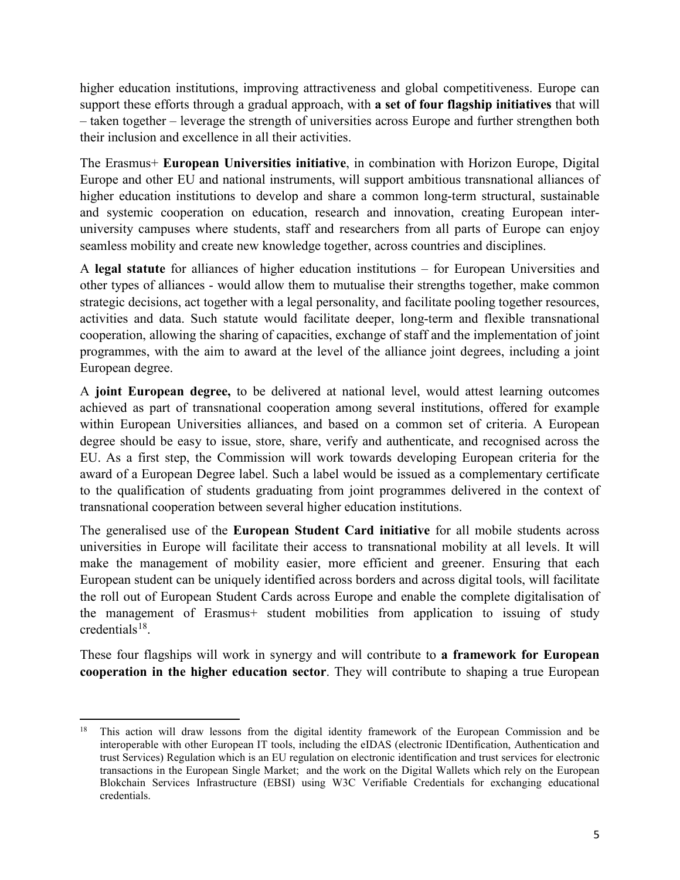higher education institutions, improving attractiveness and global competitiveness. Europe can support these efforts through a gradual approach, with **a set of four flagship initiatives** that will – taken together – leverage the strength of universities across Europe and further strengthen both their inclusion and excellence in all their activities.

The Erasmus+ **European Universities initiative**, in combination with Horizon Europe, Digital Europe and other EU and national instruments, will support ambitious transnational alliances of higher education institutions to develop and share a common long-term structural, sustainable and systemic cooperation on education, research and innovation, creating European inter-university campuses where students, staff and researchers from all parts of Europe can enjoy seamless mobility and create new knowledge together, across countries and disciplines.

A **legal statute** for alliances of higher education institutions – for European Universities and other types of alliances - would allow them to mutualise their strengths together, make common strategic decisions, act together with a legal personality, and facilitate pooling together resources, activities and data. Such statute would facilitate deeper, long-term and flexible transnational cooperation, allowing the sharing of capacities, exchange of staff and the implementation of joint programmes, with the aim to award at the level of the alliance joint degrees, including a joint European degree.

A **joint European degree,** to be delivered at national level, would attest learning outcomes achieved as part of transnational cooperation among several institutions, offered for example within European Universities alliances, and based on a common set of criteria. A European degree should be easy to issue, store, share, verify and authenticate, and recognised across the EU. As a first step, the Commission will work towards developing European criteria for the award of a European Degree label. Such a label would be issued as a complementary certificate to the qualification of students graduating from joint programmes delivered in the context of transnational cooperation between several higher education institutions.

The generalised use of the **European Student Card initiative** for all mobile students across universities in Europe will facilitate their access to transnational mobility at all levels. It will make the management of mobility easier, more efficient and greener. Ensuring that each European student can be uniquely identified across borders and across digital tools, will facilitate the roll out of European Student Cards across Europe and enable the complete digitalisation of the management of Erasmus+ student mobilities from application to issuing of study credentials[18].

These four flagships will work in synergy and will contribute to **a framework for European cooperation in the higher education sector**. They will contribute to shaping a true European

---

[18] This action will draw lessons from the digital identity framework of the European Commission and be interoperable with other European IT tools, including the eIDAS (electronic IDentification, Authentication and trust Services) Regulation which is an EU regulation on electronic identification and trust services for electronic transactions in the European Single Market; and the work on the Digital Wallets which rely on the European Blokchain Services Infrastructure (EBSI) using W3C Verifiable Credentials for exchanging educational credentials.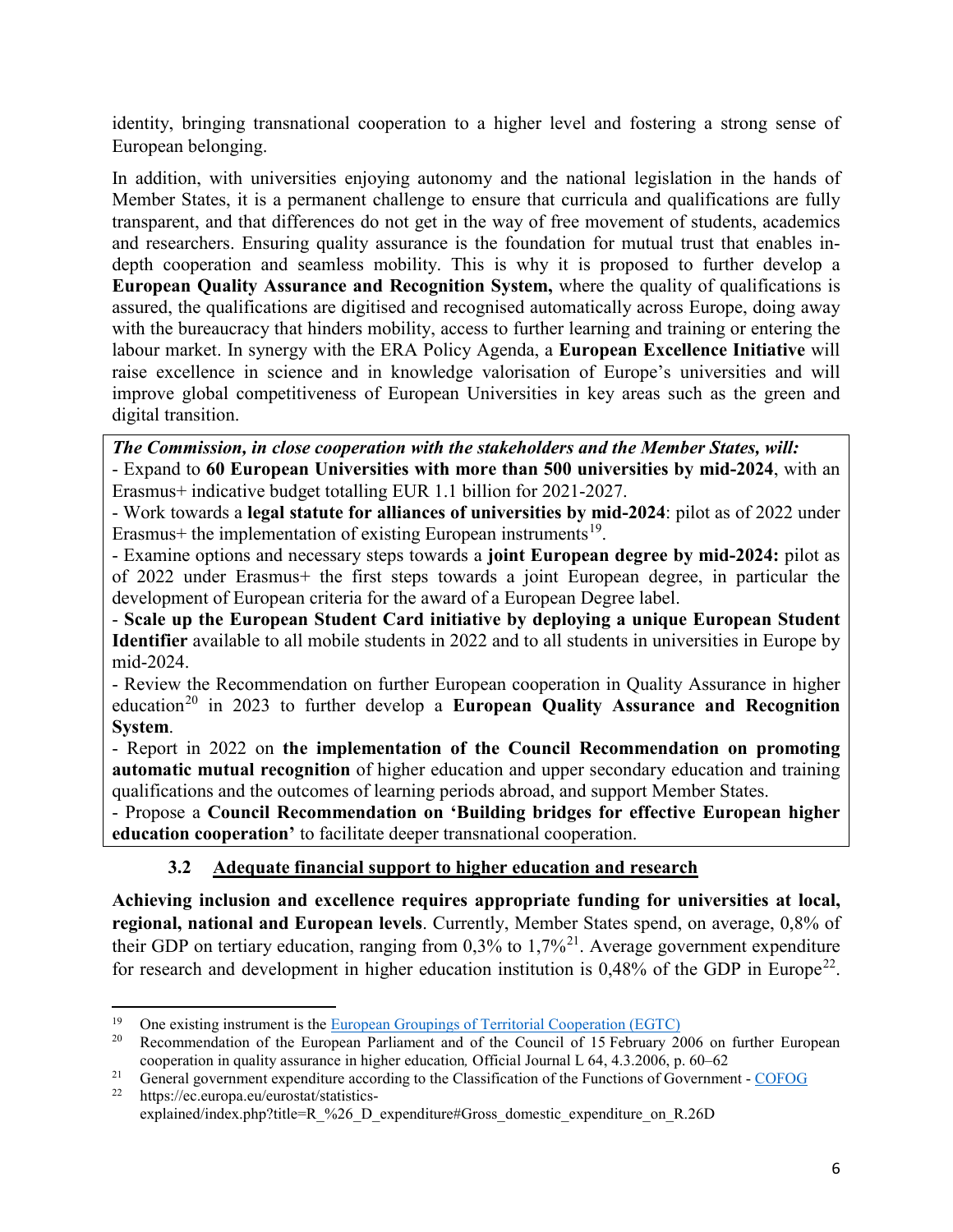identity, bringing transnational cooperation to a higher level and fostering a strong sense of European belonging.

In addition, with universities enjoying autonomy and the national legislation in the hands of Member States, it is a permanent challenge to ensure that curricula and qualifications are fully transparent, and that differences do not get in the way of free movement of students, academics and researchers. Ensuring quality assurance is the foundation for mutual trust that enables in-depth cooperation and seamless mobility. This is why it is proposed to further develop a **European Quality Assurance and Recognition System,** where the quality of qualifications is assured, the qualifications are digitised and recognised automatically across Europe, doing away with the bureaucracy that hinders mobility, access to further learning and training or entering the labour market. In synergy with the ERA Policy Agenda, a **European Excellence Initiative** will raise excellence in science and in knowledge valorisation of Europe's universities and will improve global competitiveness of European Universities in key areas such as the green and digital transition.

***The Commission, in close cooperation with the stakeholders and the Member States, will:***

- Expand to **60 European Universities with more than 500 universities by mid-2024**, with an Erasmus+ indicative budget totalling EUR 1.1 billion for 2021-2027.
- Work towards a **legal statute for alliances of universities by mid-2024**: pilot as of 2022 under Erasmus+ the implementation of existing European instruments[19].
- Examine options and necessary steps towards a **joint European degree by mid-2024:** pilot as of 2022 under Erasmus+ the first steps towards a joint European degree, in particular the development of European criteria for the award of a European Degree label.
- **Scale up the European Student Card initiative by deploying a unique European Student Identifier** available to all mobile students in 2022 and to all students in universities in Europe by mid-2024.
- Review the Recommendation on further European cooperation in Quality Assurance in higher education[20] in 2023 to further develop a **European Quality Assurance and Recognition System**.
- Report in 2022 on **the implementation of the Council Recommendation on promoting automatic mutual recognition** of higher education and upper secondary education and training qualifications and the outcomes of learning periods abroad, and support Member States.
- Propose a **Council Recommendation on 'Building bridges for effective European higher education cooperation'** to facilitate deeper transnational cooperation.

### 3.2 Adequate financial support to higher education and research

**Achieving inclusion and excellence requires appropriate funding for universities at local, regional, national and European levels**. Currently, Member States spend, on average, 0,8% of their GDP on tertiary education, ranging from 0,3% to 1,7%[21]. Average government expenditure for research and development in higher education institution is 0,48% of the GDP in Europe[22].

---

[19] One existing instrument is the European Groupings of Territorial Cooperation (EGTC)

[20] Recommendation of the European Parliament and of the Council of 15 February 2006 on further European cooperation in quality assurance in higher education*,* Official Journal L 64, 4.3.2006, p. 60–62

[21] General government expenditure according to the Classification of the Functions of Government - COFOG

[22] https://ec.europa.eu/eurostat/statistics-explained/index.php?title=R_%26_D_expenditure#Gross_domestic_expenditure_on_R.26D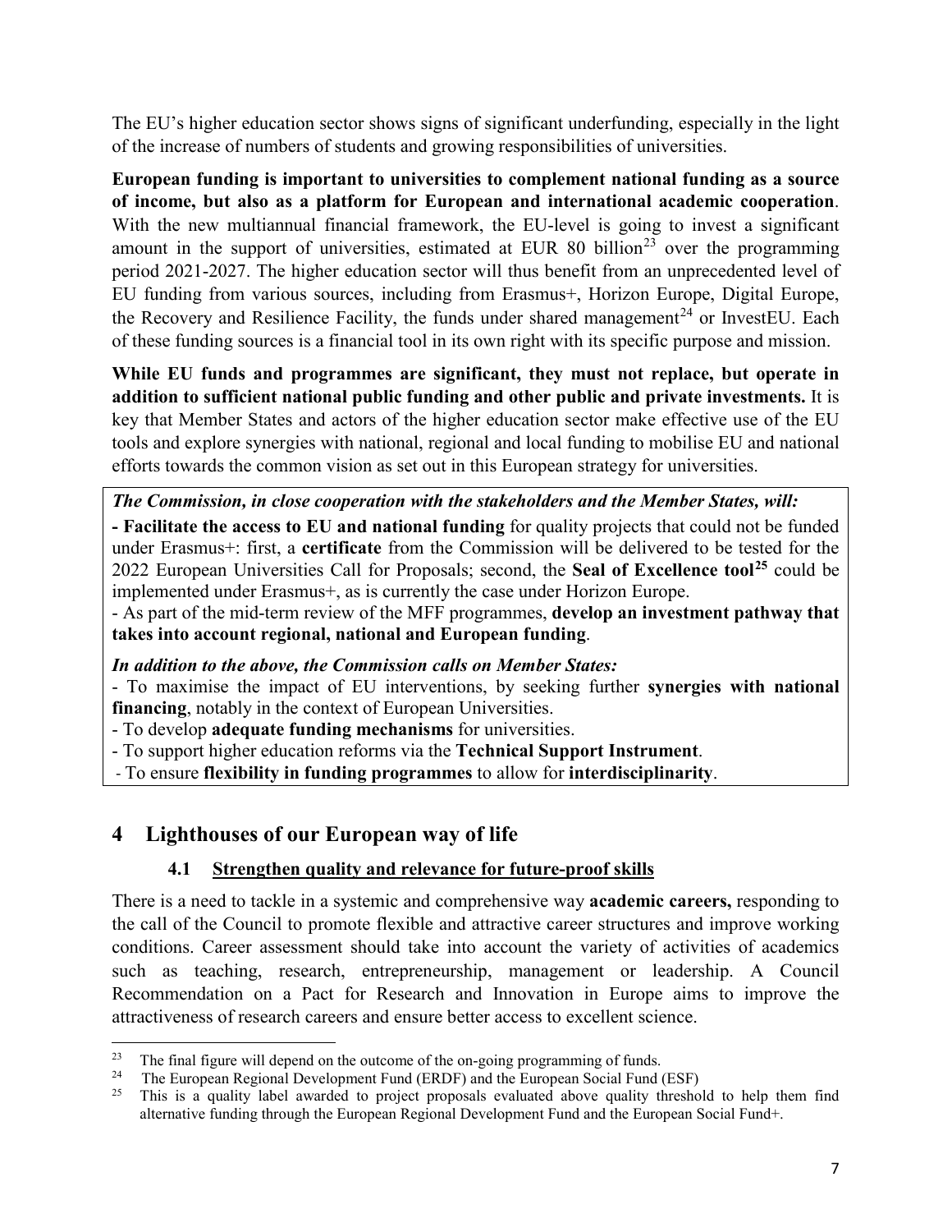The EU's higher education sector shows signs of significant underfunding, especially in the light of the increase of numbers of students and growing responsibilities of universities.

**European funding is important to universities to complement national funding as a source of income, but also as a platform for European and international academic cooperation**. With the new multiannual financial framework, the EU-level is going to invest a significant amount in the support of universities, estimated at EUR 80 billion[23] over the programming period 2021-2027. The higher education sector will thus benefit from an unprecedented level of EU funding from various sources, including from Erasmus+, Horizon Europe, Digital Europe, the Recovery and Resilience Facility, the funds under shared management[24] or InvestEU. Each of these funding sources is a financial tool in its own right with its specific purpose and mission.

**While EU funds and programmes are significant, they must not replace, but operate in addition to sufficient national public funding and other public and private investments.** It is key that Member States and actors of the higher education sector make effective use of the EU tools and explore synergies with national, regional and local funding to mobilise EU and national efforts towards the common vision as set out in this European strategy for universities.

***The Commission, in close cooperation with the stakeholders and the Member States, will:***

- **Facilitate the access to EU and national funding** for quality projects that could not be funded under Erasmus+: first, a **certificate** from the Commission will be delivered to be tested for the 2022 European Universities Call for Proposals; second, the **Seal of Excellence tool**[25] could be implemented under Erasmus+, as is currently the case under Horizon Europe.
- As part of the mid-term review of the MFF programmes, **develop an investment pathway that takes into account regional, national and European funding**.

***In addition to the above, the Commission calls on Member States:***

- To maximise the impact of EU interventions, by seeking further **synergies with national financing**, notably in the context of European Universities.
- To develop **adequate funding mechanisms** for universities.
- To support higher education reforms via the **Technical Support Instrument**.
- To ensure **flexibility in funding programmes** to allow for **interdisciplinarity**.

# 4 Lighthouses of our European way of life

## 4.1 Strengthen quality and relevance for future-proof skills

There is a need to tackle in a systemic and comprehensive way **academic careers,** responding to the call of the Council to promote flexible and attractive career structures and improve working conditions. Career assessment should take into account the variety of activities of academics such as teaching, research, entrepreneurship, management or leadership. A Council Recommendation on a Pact for Research and Innovation in Europe aims to improve the attractiveness of research careers and ensure better access to excellent science.

---

[23] The final figure will depend on the outcome of the on-going programming of funds.

[24] The European Regional Development Fund (ERDF) and the European Social Fund (ESF)

[25] This is a quality label awarded to project proposals evaluated above quality threshold to help them find alternative funding through the European Regional Development Fund and the European Social Fund+.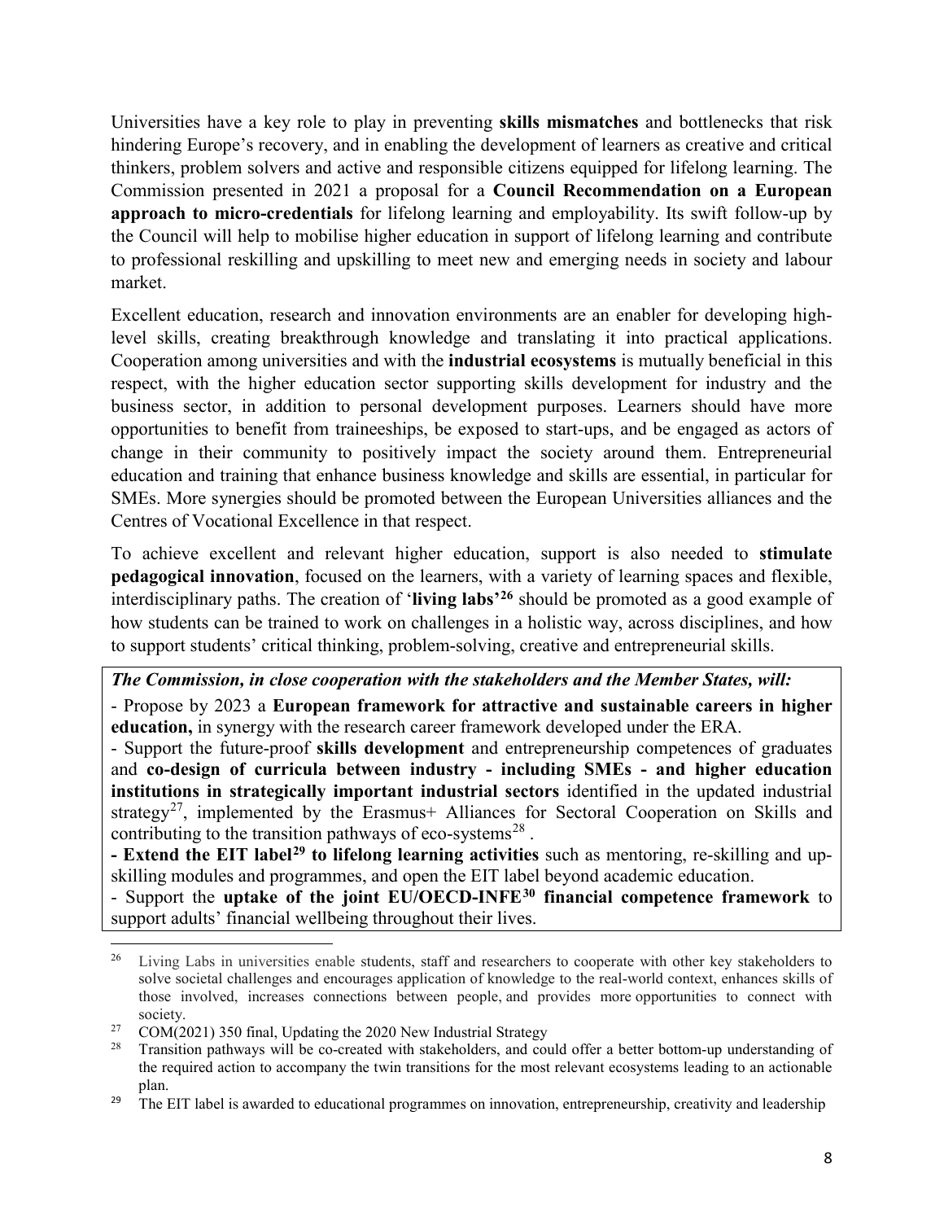Universities have a key role to play in preventing **skills mismatches** and bottlenecks that risk hindering Europe's recovery, and in enabling the development of learners as creative and critical thinkers, problem solvers and active and responsible citizens equipped for lifelong learning. The Commission presented in 2021 a proposal for a **Council Recommendation on a European approach to micro-credentials** for lifelong learning and employability. Its swift follow-up by the Council will help to mobilise higher education in support of lifelong learning and contribute to professional reskilling and upskilling to meet new and emerging needs in society and labour market.

Excellent education, research and innovation environments are an enabler for developing high-level skills, creating breakthrough knowledge and translating it into practical applications. Cooperation among universities and with the **industrial ecosystems** is mutually beneficial in this respect, with the higher education sector supporting skills development for industry and the business sector, in addition to personal development purposes. Learners should have more opportunities to benefit from traineeships, be exposed to start-ups, and be engaged as actors of change in their community to positively impact the society around them. Entrepreneurial education and training that enhance business knowledge and skills are essential, in particular for SMEs. More synergies should be promoted between the European Universities alliances and the Centres of Vocational Excellence in that respect.

To achieve excellent and relevant higher education, support is also needed to **stimulate pedagogical innovation**, focused on the learners, with a variety of learning spaces and flexible, interdisciplinary paths. The creation of '**living labs'**[26] should be promoted as a good example of how students can be trained to work on challenges in a holistic way, across disciplines, and how to support students' critical thinking, problem-solving, creative and entrepreneurial skills.

***The Commission, in close cooperation with the stakeholders and the Member States, will:***

- Propose by 2023 a **European framework for attractive and sustainable careers in higher education,** in synergy with the research career framework developed under the ERA.
- Support the future-proof **skills development** and entrepreneurship competences of graduates and **co-design of curricula between industry - including SMEs - and higher education institutions in strategically important industrial sectors** identified in the updated industrial strategy[27], implemented by the Erasmus+ Alliances for Sectoral Cooperation on Skills and contributing to the transition pathways of eco-systems[28] .
- **Extend the EIT label[29] to lifelong learning activities** such as mentoring, re-skilling and up-skilling modules and programmes, and open the EIT label beyond academic education.
- Support the **uptake of the joint EU/OECD-INFE[30] financial competence framework** to support adults' financial wellbeing throughout their lives.

---

[26] Living Labs in universities enable students, staff and researchers to cooperate with other key stakeholders to solve societal challenges and encourages application of knowledge to the real-world context, enhances skills of those involved, increases connections between people, and provides more opportunities to connect with society.

[27] COM(2021) 350 final, Updating the 2020 New Industrial Strategy

[28] Transition pathways will be co-created with stakeholders, and could offer a better bottom-up understanding of the required action to accompany the twin transitions for the most relevant ecosystems leading to an actionable plan.

[29] The EIT label is awarded to educational programmes on innovation, entrepreneurship, creativity and leadership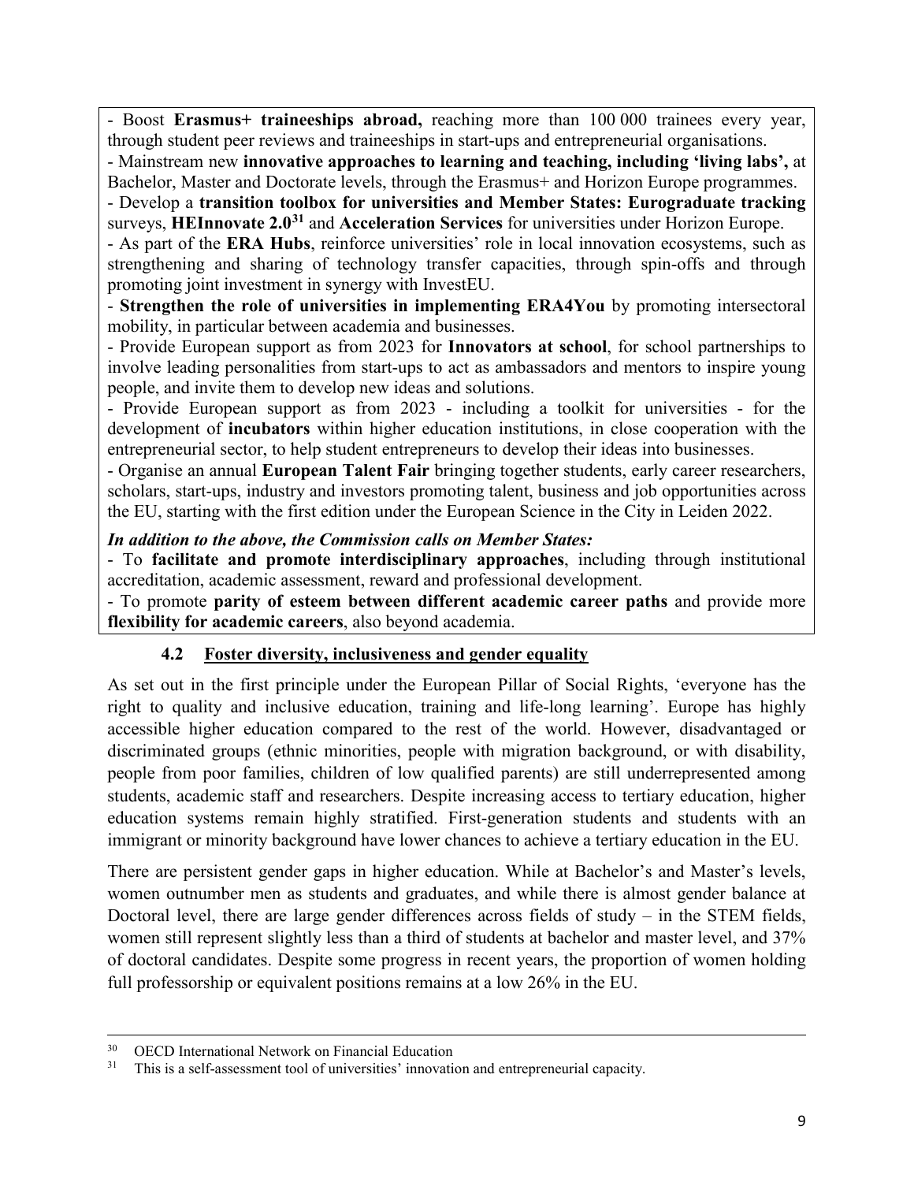- Boost **Erasmus+ traineeships abroad,** reaching more than 100 000 trainees every year, through student peer reviews and traineeships in start-ups and entrepreneurial organisations.
- Mainstream new **innovative approaches to learning and teaching, including 'living labs',** at Bachelor, Master and Doctorate levels, through the Erasmus+ and Horizon Europe programmes.
- Develop a **transition toolbox for universities and Member States: Eurograduate tracking** surveys, **HEInnovate 2.0**[31] and **Acceleration Services** for universities under Horizon Europe.
- As part of the **ERA Hubs**, reinforce universities' role in local innovation ecosystems, such as strengthening and sharing of technology transfer capacities, through spin-offs and through promoting joint investment in synergy with InvestEU.
- **Strengthen the role of universities in implementing ERA4You** by promoting intersectoral mobility, in particular between academia and businesses.
- Provide European support as from 2023 for **Innovators at school**, for school partnerships to involve leading personalities from start-ups to act as ambassadors and mentors to inspire young people, and invite them to develop new ideas and solutions.
- Provide European support as from 2023 - including a toolkit for universities - for the development of **incubators** within higher education institutions, in close cooperation with the entrepreneurial sector, to help student entrepreneurs to develop their ideas into businesses.
- Organise an annual **European Talent Fair** bringing together students, early career researchers, scholars, start-ups, industry and investors promoting talent, business and job opportunities across the EU, starting with the first edition under the European Science in the City in Leiden 2022.

***In addition to the above, the Commission calls on Member States:***

- To **facilitate and promote interdisciplinary approaches**, including through institutional accreditation, academic assessment, reward and professional development.
- To promote **parity of esteem between different academic career paths** and provide more **flexibility for academic careers**, also beyond academia.

### 4.2 Foster diversity, inclusiveness and gender equality

As set out in the first principle under the European Pillar of Social Rights, 'everyone has the right to quality and inclusive education, training and life-long learning'. Europe has highly accessible higher education compared to the rest of the world. However, disadvantaged or discriminated groups (ethnic minorities, people with migration background, or with disability, people from poor families, children of low qualified parents) are still underrepresented among students, academic staff and researchers. Despite increasing access to tertiary education, higher education systems remain highly stratified. First-generation students and students with an immigrant or minority background have lower chances to achieve a tertiary education in the EU.

There are persistent gender gaps in higher education. While at Bachelor's and Master's levels, women outnumber men as students and graduates, and while there is almost gender balance at Doctoral level, there are large gender differences across fields of study – in the STEM fields, women still represent slightly less than a third of students at bachelor and master level, and 37% of doctoral candidates. Despite some progress in recent years, the proportion of women holding full professorship or equivalent positions remains at a low 26% in the EU.

---

[30] OECD International Network on Financial Education

[31] This is a self-assessment tool of universities' innovation and entrepreneurial capacity.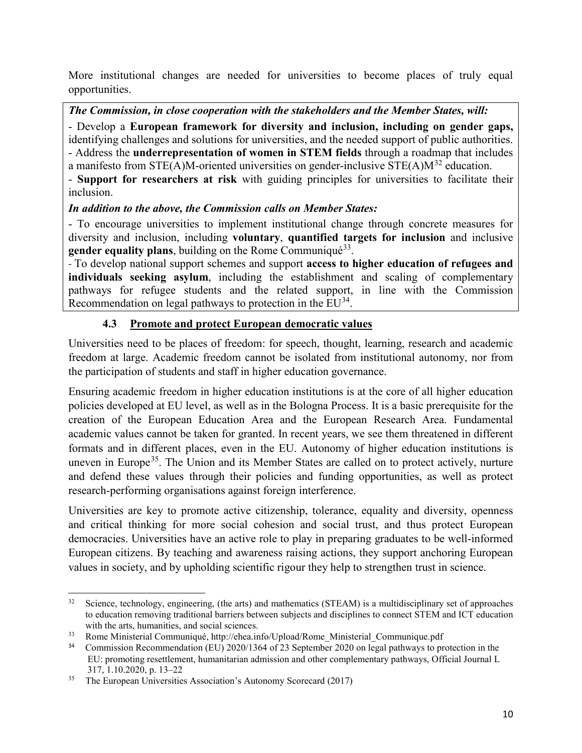More institutional changes are needed for universities to become places of truly equal opportunities.

***The Commission, in close cooperation with the stakeholders and the Member States, will:***

- Develop a **European framework for diversity and inclusion, including on gender gaps,** identifying challenges and solutions for universities, and the needed support of public authorities.
- Address the **underrepresentation of women in STEM fields** through a roadmap that includes a manifesto from STE(A)M-oriented universities on gender-inclusive STE(A)M[32] education.
- **Support for researchers at risk** with guiding principles for universities to facilitate their inclusion.

***In addition to the above, the Commission calls on Member States:***

- To encourage universities to implement institutional change through concrete measures for diversity and inclusion, including **voluntary**, **quantified targets for inclusion** and inclusive **gender equality plans**, building on the Rome Communiqué[33].
- To develop national support schemes and support **access to higher education of refugees and individuals seeking asylum**, including the establishment and scaling of complementary pathways for refugee students and the related support, in line with the Commission Recommendation on legal pathways to protection in the EU[34].

### 4.3 Promote and protect European democratic values

Universities need to be places of freedom: for speech, thought, learning, research and academic freedom at large. Academic freedom cannot be isolated from institutional autonomy, nor from the participation of students and staff in higher education governance.

Ensuring academic freedom in higher education institutions is at the core of all higher education policies developed at EU level, as well as in the Bologna Process. It is a basic prerequisite for the creation of the European Education Area and the European Research Area. Fundamental academic values cannot be taken for granted. In recent years, we see them threatened in different formats and in different places, even in the EU. Autonomy of higher education institutions is uneven in Europe[35]. The Union and its Member States are called on to protect actively, nurture and defend these values through their policies and funding opportunities, as well as protect research-performing organisations against foreign interference.

Universities are key to promote active citizenship, tolerance, equality and diversity, openness and critical thinking for more social cohesion and social trust, and thus protect European democracies. Universities have an active role to play in preparing graduates to be well-informed European citizens. By teaching and awareness raising actions, they support anchoring European values in society, and by upholding scientific rigour they help to strengthen trust in science.

---

[32] Science, technology, engineering, (the arts) and mathematics (STEAM) is a multidisciplinary set of approaches to education removing traditional barriers between subjects and disciplines to connect STEM and ICT education with the arts, humanities, and social sciences.

[33] Rome Ministerial Communiqué, http://ehea.info/Upload/Rome_Ministerial_Communique.pdf

[34] Commission Recommendation (EU) 2020/1364 of 23 September 2020 on legal pathways to protection in the EU: promoting resettlement, humanitarian admission and other complementary pathways, Official Journal L 317, 1.10.2020, p. 13–22

[35] The European Universities Association's Autonomy Scorecard (2017)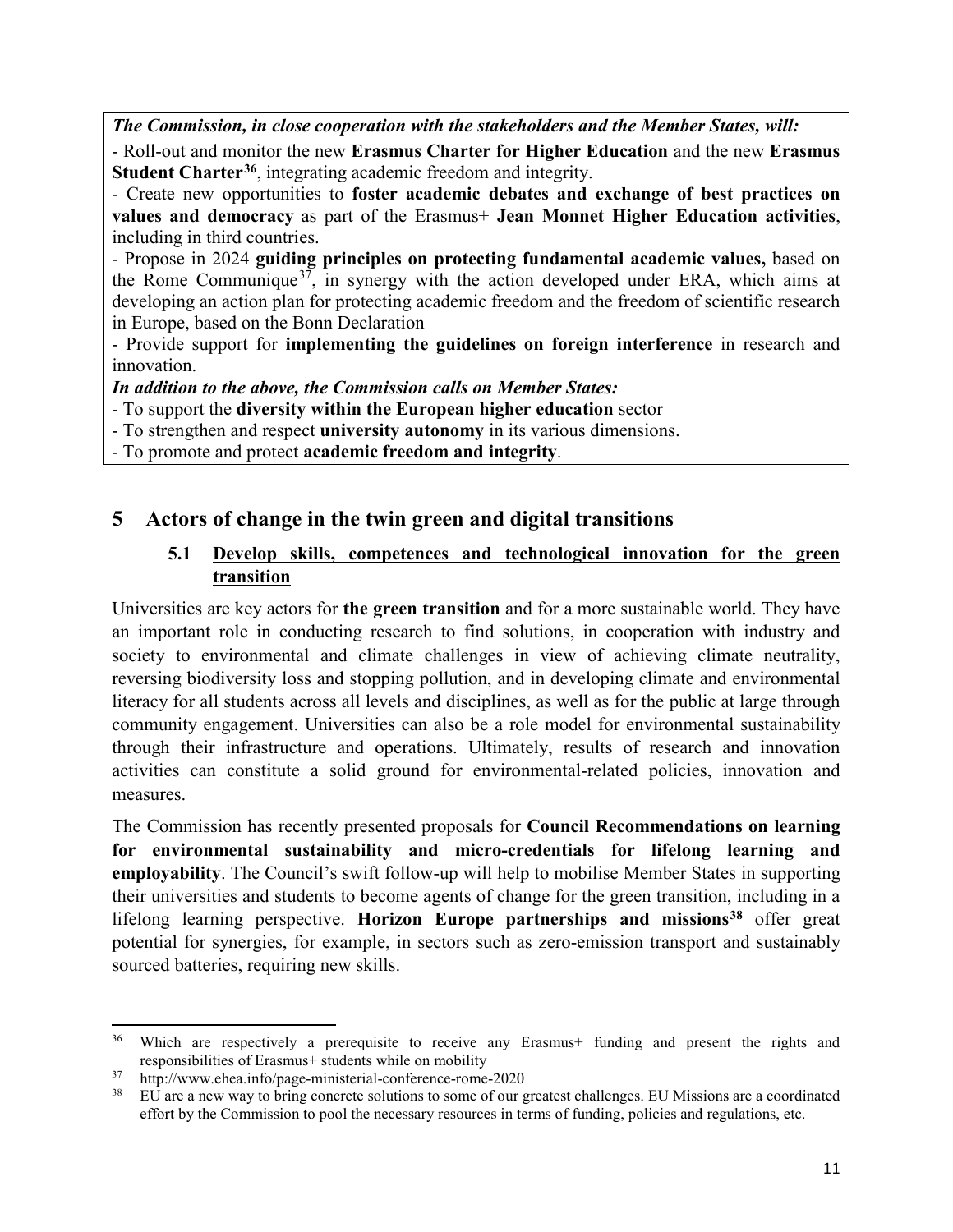***The Commission, in close cooperation with the stakeholders and the Member States, will:***

- Roll-out and monitor the new **Erasmus Charter for Higher Education** and the new **Erasmus Student Charter**[36], integrating academic freedom and integrity.
- Create new opportunities to **foster academic debates and exchange of best practices on values and democracy** as part of the Erasmus+ **Jean Monnet Higher Education activities**, including in third countries.
- Propose in 2024 **guiding principles on protecting fundamental academic values,** based on the Rome Communique[37], in synergy with the action developed under ERA, which aims at developing an action plan for protecting academic freedom and the freedom of scientific research in Europe, based on the Bonn Declaration
- Provide support for **implementing the guidelines on foreign interference** in research and innovation.

***In addition to the above, the Commission calls on Member States:***

- To support the **diversity within the European higher education** sector
- To strengthen and respect **university autonomy** in its various dimensions.
- To promote and protect **academic freedom and integrity**.

# 5 Actors of change in the twin green and digital transitions

## 5.1 Develop skills, competences and technological innovation for the green transition

Universities are key actors for **the green transition** and for a more sustainable world. They have an important role in conducting research to find solutions, in cooperation with industry and society to environmental and climate challenges in view of achieving climate neutrality, reversing biodiversity loss and stopping pollution, and in developing climate and environmental literacy for all students across all levels and disciplines, as well as for the public at large through community engagement. Universities can also be a role model for environmental sustainability through their infrastructure and operations. Ultimately, results of research and innovation activities can constitute a solid ground for environmental-related policies, innovation and measures.

The Commission has recently presented proposals for **Council Recommendations on learning for environmental sustainability and micro-credentials for lifelong learning and employability**. The Council's swift follow-up will help to mobilise Member States in supporting their universities and students to become agents of change for the green transition, including in a lifelong learning perspective. **Horizon Europe partnerships and missions**[38] offer great potential for synergies, for example, in sectors such as zero-emission transport and sustainably sourced batteries, requiring new skills.

---

[36] Which are respectively a prerequisite to receive any Erasmus+ funding and present the rights and responsibilities of Erasmus+ students while on mobility

[37] http://www.ehea.info/page-ministerial-conference-rome-2020

[38] EU are a new way to bring concrete solutions to some of our greatest challenges. EU Missions are a coordinated effort by the Commission to pool the necessary resources in terms of funding, policies and regulations, etc.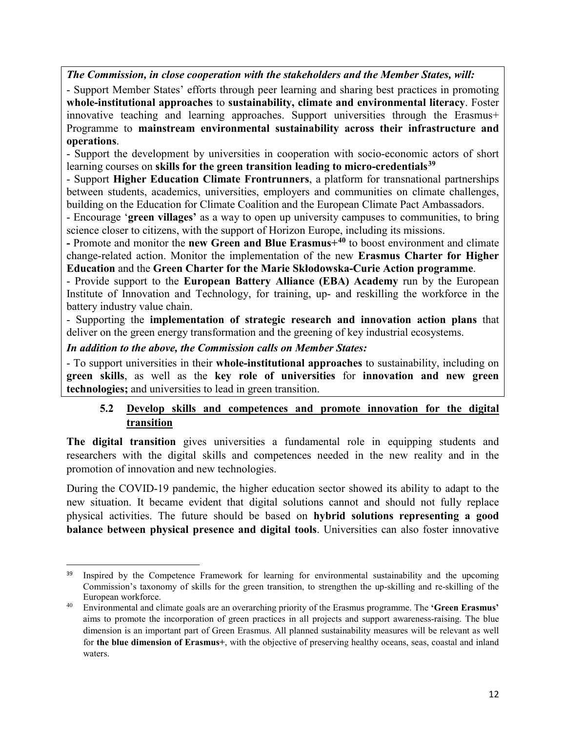***The Commission, in close cooperation with the stakeholders and the Member States, will:***

- Support Member States' efforts through peer learning and sharing best practices in promoting **whole-institutional approaches** to **sustainability, climate and environmental literacy**. Foster innovative teaching and learning approaches. Support universities through the Erasmus+ Programme to **mainstream environmental sustainability across their infrastructure and operations**.
- Support the development by universities in cooperation with socio-economic actors of short learning courses on **skills for the green transition leading to micro-credentials**[39]
- Support **Higher Education Climate Frontrunners**, a platform for transnational partnerships between students, academics, universities, employers and communities on climate challenges, building on the Education for Climate Coalition and the European Climate Pact Ambassadors.
- Encourage '**green villages'** as a way to open up university campuses to communities, to bring science closer to citizens, with the support of Horizon Europe, including its missions.
- Promote and monitor the **new Green and Blue Erasmus+**[40] to boost environment and climate change-related action. Monitor the implementation of the new **Erasmus Charter for Higher Education** and the **Green Charter for the Marie Skłodowska-Curie Action programme**.
- Provide support to the **European Battery Alliance (EBA) Academy** run by the European Institute of Innovation and Technology, for training, up- and reskilling the workforce in the battery industry value chain.
- Supporting the **implementation of strategic research and innovation action plans** that deliver on the green energy transformation and the greening of key industrial ecosystems.

***In addition to the above, the Commission calls on Member States:***

- To support universities in their **whole-institutional approaches** to sustainability, including on **green skills**, as well as the **key role of universities** for **innovation and new green technologies;** and universities to lead in green transition.

### 5.2 Develop skills and competences and promote innovation for the digital transition

**The digital transition** gives universities a fundamental role in equipping students and researchers with the digital skills and competences needed in the new reality and in the promotion of innovation and new technologies.

During the COVID-19 pandemic, the higher education sector showed its ability to adapt to the new situation. It became evident that digital solutions cannot and should not fully replace physical activities. The future should be based on **hybrid solutions representing a good balance between physical presence and digital tools**. Universities can also foster innovative

---

[39] Inspired by the Competence Framework for learning for environmental sustainability and the upcoming Commission's taxonomy of skills for the green transition, to strengthen the up-skilling and re-skilling of the European workforce.

[40] Environmental and climate goals are an overarching priority of the Erasmus programme. The **'Green Erasmus'** aims to promote the incorporation of green practices in all projects and support awareness-raising. The blue dimension is an important part of Green Erasmus. All planned sustainability measures will be relevant as well for **the blue dimension of Erasmus+**, with the objective of preserving healthy oceans, seas, coastal and inland waters.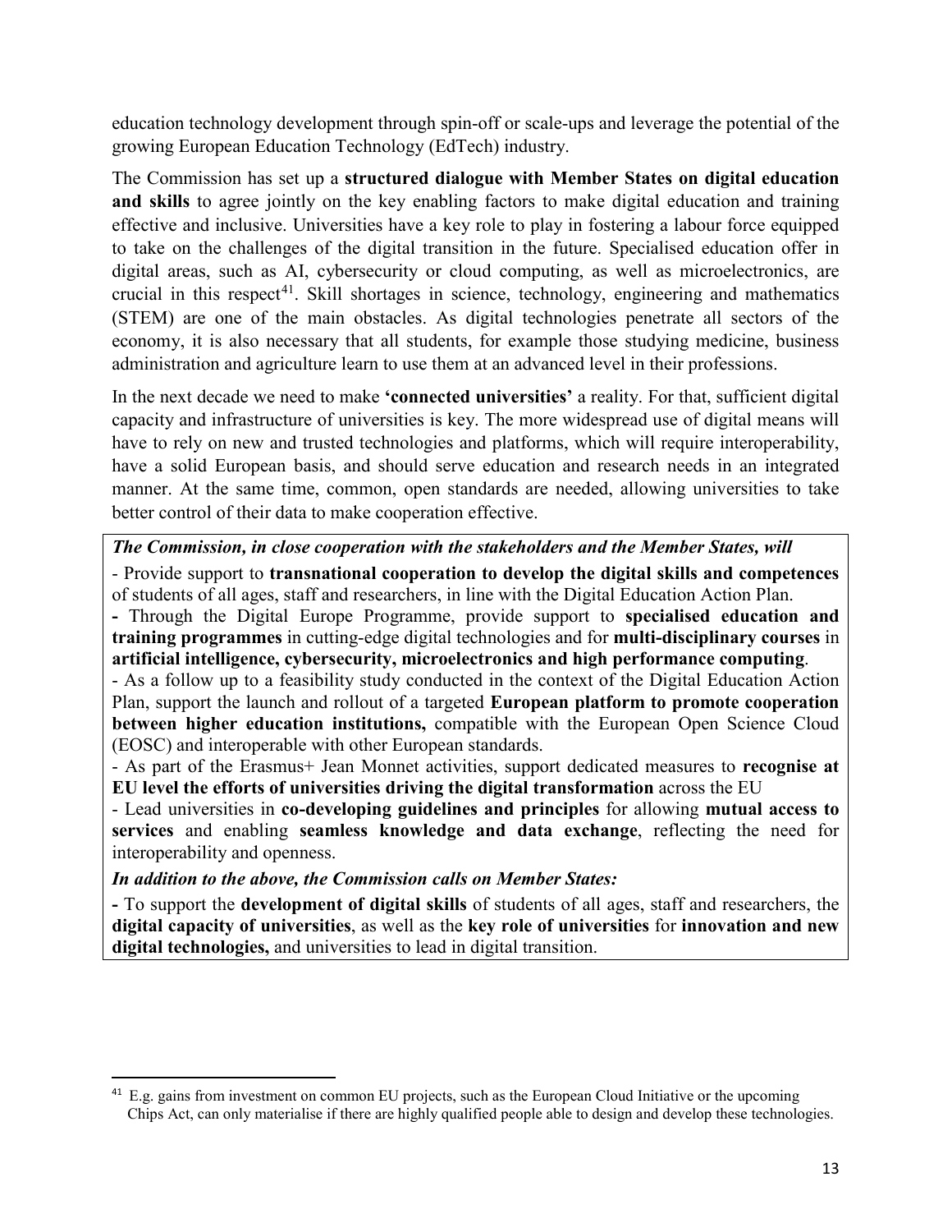education technology development through spin-off or scale-ups and leverage the potential of the growing European Education Technology (EdTech) industry.

The Commission has set up a **structured dialogue with Member States on digital education and skills** to agree jointly on the key enabling factors to make digital education and training effective and inclusive. Universities have a key role to play in fostering a labour force equipped to take on the challenges of the digital transition in the future. Specialised education offer in digital areas, such as AI, cybersecurity or cloud computing, as well as microelectronics, are crucial in this respect[41]. Skill shortages in science, technology, engineering and mathematics (STEM) are one of the main obstacles. As digital technologies penetrate all sectors of the economy, it is also necessary that all students, for example those studying medicine, business administration and agriculture learn to use them at an advanced level in their professions.

In the next decade we need to make **'connected universities'** a reality. For that, sufficient digital capacity and infrastructure of universities is key. The more widespread use of digital means will have to rely on new and trusted technologies and platforms, which will require interoperability, have a solid European basis, and should serve education and research needs in an integrated manner. At the same time, common, open standards are needed, allowing universities to take better control of their data to make cooperation effective.

***The Commission, in close cooperation with the stakeholders and the Member States, will***

- Provide support to **transnational cooperation to develop the digital skills and competences** of students of all ages, staff and researchers, in line with the Digital Education Action Plan.
- Through the Digital Europe Programme, provide support to **specialised education and training programmes** in cutting-edge digital technologies and for **multi-disciplinary courses** in **artificial intelligence, cybersecurity, microelectronics and high performance computing**.
- As a follow up to a feasibility study conducted in the context of the Digital Education Action Plan, support the launch and rollout of a targeted **European platform to promote cooperation between higher education institutions,** compatible with the European Open Science Cloud (EOSC) and interoperable with other European standards.
- As part of the Erasmus+ Jean Monnet activities, support dedicated measures to **recognise at EU level the efforts of universities driving the digital transformation** across the EU
- Lead universities in **co-developing guidelines and principles** for allowing **mutual access to services** and enabling **seamless knowledge and data exchange**, reflecting the need for interoperability and openness.

***In addition to the above, the Commission calls on Member States:***

- To support the **development of digital skills** of students of all ages, staff and researchers, the **digital capacity of universities**, as well as the **key role of universities** for **innovation and new digital technologies,** and universities to lead in digital transition.

---

[41] E.g. gains from investment on common EU projects, such as the European Cloud Initiative or the upcoming Chips Act, can only materialise if there are highly qualified people able to design and develop these technologies.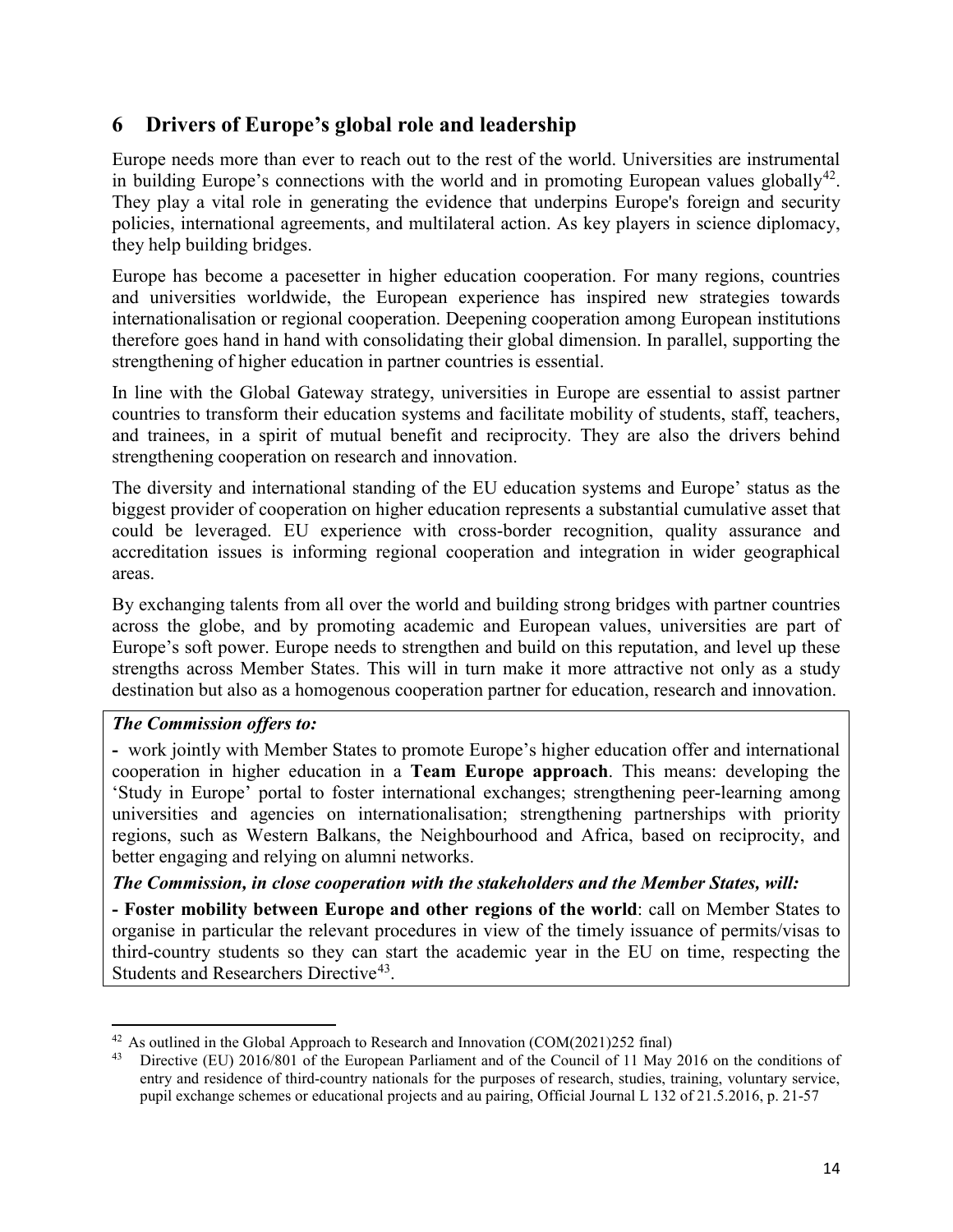## 6 Drivers of Europe's global role and leadership

Europe needs more than ever to reach out to the rest of the world. Universities are instrumental in building Europe's connections with the world and in promoting European values globally[42]. They play a vital role in generating the evidence that underpins Europe's foreign and security policies, international agreements, and multilateral action. As key players in science diplomacy, they help building bridges.

Europe has become a pacesetter in higher education cooperation. For many regions, countries and universities worldwide, the European experience has inspired new strategies towards internationalisation or regional cooperation. Deepening cooperation among European institutions therefore goes hand in hand with consolidating their global dimension. In parallel, supporting the strengthening of higher education in partner countries is essential.

In line with the Global Gateway strategy, universities in Europe are essential to assist partner countries to transform their education systems and facilitate mobility of students, staff, teachers, and trainees, in a spirit of mutual benefit and reciprocity. They are also the drivers behind strengthening cooperation on research and innovation.

The diversity and international standing of the EU education systems and Europe' status as the biggest provider of cooperation on higher education represents a substantial cumulative asset that could be leveraged. EU experience with cross-border recognition, quality assurance and accreditation issues is informing regional cooperation and integration in wider geographical areas.

By exchanging talents from all over the world and building strong bridges with partner countries across the globe, and by promoting academic and European values, universities are part of Europe's soft power. Europe needs to strengthen and build on this reputation, and level up these strengths across Member States. This will in turn make it more attractive not only as a study destination but also as a homogenous cooperation partner for education, research and innovation.

***The Commission offers to:***

- work jointly with Member States to promote Europe's higher education offer and international cooperation in higher education in a **Team Europe approach**. This means: developing the 'Study in Europe' portal to foster international exchanges; strengthening peer-learning among universities and agencies on internationalisation; strengthening partnerships with priority regions, such as Western Balkans, the Neighbourhood and Africa, based on reciprocity, and better engaging and relying on alumni networks.

***The Commission, in close cooperation with the stakeholders and the Member States, will:***

- **Foster mobility between Europe and other regions of the world**: call on Member States to organise in particular the relevant procedures in view of the timely issuance of permits/visas to third-country students so they can start the academic year in the EU on time, respecting the Students and Researchers Directive[43].

---

[42] As outlined in the Global Approach to Research and Innovation (COM(2021)252 final)

[43] Directive (EU) 2016/801 of the European Parliament and of the Council of 11 May 2016 on the conditions of entry and residence of third-country nationals for the purposes of research, studies, training, voluntary service, pupil exchange schemes or educational projects and au pairing, Official Journal L 132 of 21.5.2016, p. 21-57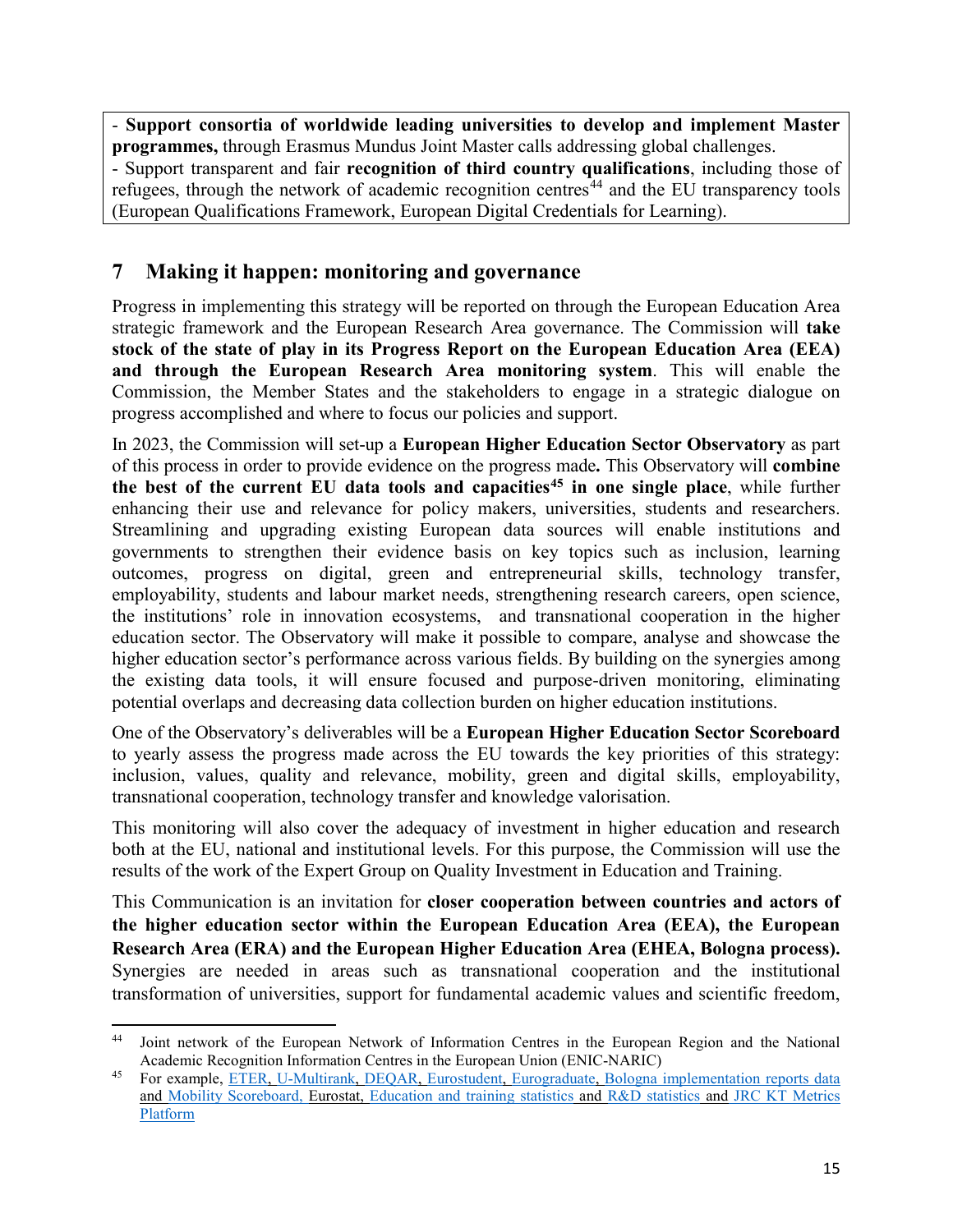- **Support consortia of worldwide leading universities to develop and implement Master programmes,** through Erasmus Mundus Joint Master calls addressing global challenges.
- Support transparent and fair **recognition of third country qualifications**, including those of refugees, through the network of academic recognition centres[44] and the EU transparency tools (European Qualifications Framework, European Digital Credentials for Learning).

## 7 Making it happen: monitoring and governance

Progress in implementing this strategy will be reported on through the European Education Area strategic framework and the European Research Area governance. The Commission will **take stock of the state of play in its Progress Report on the European Education Area (EEA) and through the European Research Area monitoring system**. This will enable the Commission, the Member States and the stakeholders to engage in a strategic dialogue on progress accomplished and where to focus our policies and support.

In 2023, the Commission will set-up a **European Higher Education Sector Observatory** as part of this process in order to provide evidence on the progress made**.** This Observatory will **combine the best of the current EU data tools and capacities[45] in one single place**, while further enhancing their use and relevance for policy makers, universities, students and researchers. Streamlining and upgrading existing European data sources will enable institutions and governments to strengthen their evidence basis on key topics such as inclusion, learning outcomes, progress on digital, green and entrepreneurial skills, technology transfer, employability, students and labour market needs, strengthening research careers, open science, the institutions' role in innovation ecosystems, and transnational cooperation in the higher education sector. The Observatory will make it possible to compare, analyse and showcase the higher education sector's performance across various fields. By building on the synergies among the existing data tools, it will ensure focused and purpose-driven monitoring, eliminating potential overlaps and decreasing data collection burden on higher education institutions.

One of the Observatory's deliverables will be a **European Higher Education Sector Scoreboard** to yearly assess the progress made across the EU towards the key priorities of this strategy: inclusion, values, quality and relevance, mobility, green and digital skills, employability, transnational cooperation, technology transfer and knowledge valorisation.

This monitoring will also cover the adequacy of investment in higher education and research both at the EU, national and institutional levels. For this purpose, the Commission will use the results of the work of the Expert Group on Quality Investment in Education and Training.

This Communication is an invitation for **closer cooperation between countries and actors of the higher education sector within the European Education Area (EEA), the European Research Area (ERA) and the European Higher Education Area (EHEA, Bologna process).** Synergies are needed in areas such as transnational cooperation and the institutional transformation of universities, support for fundamental academic values and scientific freedom,

---

[44] Joint network of the European Network of Information Centres in the European Region and the National Academic Recognition Information Centres in the European Union (ENIC-NARIC)

[45] For example, ETER, U-Multirank, DEQAR, Eurostudent, Eurograduate, Bologna implementation reports data and Mobility Scoreboard, Eurostat, Education and training statistics and R&D statistics and JRC KT Metrics Platform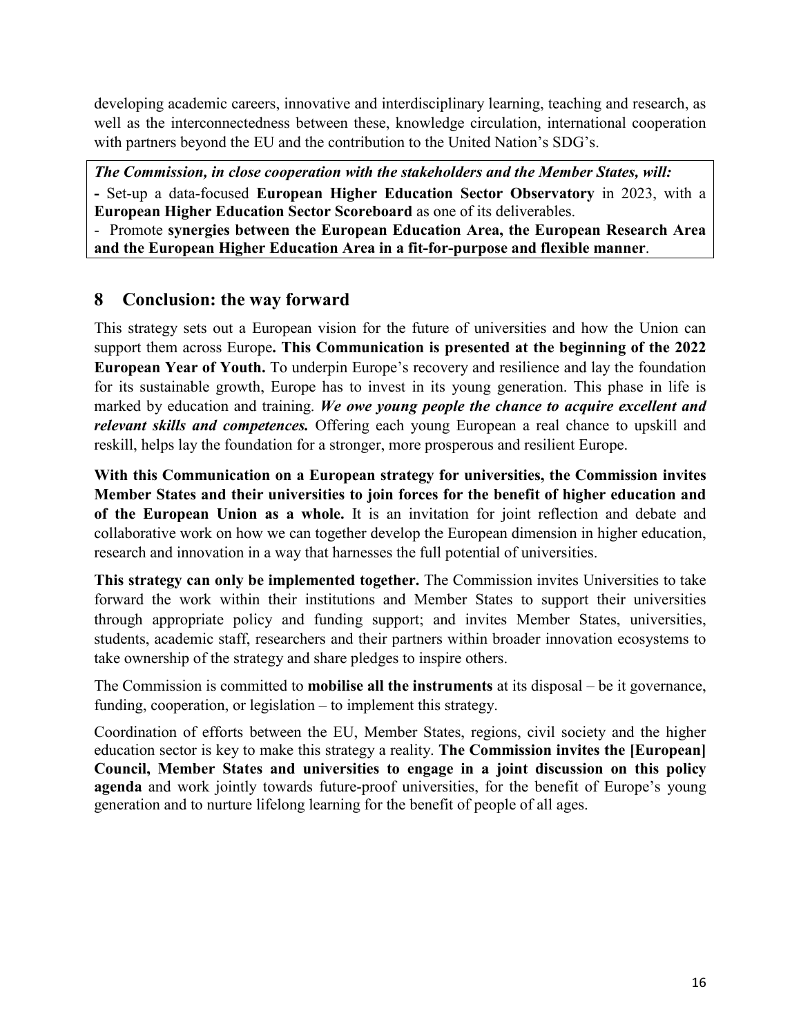developing academic careers, innovative and interdisciplinary learning, teaching and research, as well as the interconnectedness between these, knowledge circulation, international cooperation with partners beyond the EU and the contribution to the United Nation's SDG's.

***The Commission, in close cooperation with the stakeholders and the Member States, will:***

**-** Set-up a data-focused **European Higher Education Sector Observatory** in 2023, with a **European Higher Education Sector Scoreboard** as one of its deliverables.

- Promote **synergies between the European Education Area, the European Research Area and the European Higher Education Area in a fit-for-purpose and flexible manner**.

## 8 Conclusion: the way forward

This strategy sets out a European vision for the future of universities and how the Union can support them across Europe**. This Communication is presented at the beginning of the 2022 European Year of Youth.** To underpin Europe's recovery and resilience and lay the foundation for its sustainable growth, Europe has to invest in its young generation. This phase in life is marked by education and training. ***We owe young people the chance to acquire excellent and relevant skills and competences.*** Offering each young European a real chance to upskill and reskill, helps lay the foundation for a stronger, more prosperous and resilient Europe.

**With this Communication on a European strategy for universities, the Commission invites Member States and their universities to join forces for the benefit of higher education and of the European Union as a whole.** It is an invitation for joint reflection and debate and collaborative work on how we can together develop the European dimension in higher education, research and innovation in a way that harnesses the full potential of universities.

**This strategy can only be implemented together.** The Commission invites Universities to take forward the work within their institutions and Member States to support their universities through appropriate policy and funding support; and invites Member States, universities, students, academic staff, researchers and their partners within broader innovation ecosystems to take ownership of the strategy and share pledges to inspire others.

The Commission is committed to **mobilise all the instruments** at its disposal – be it governance, funding, cooperation, or legislation – to implement this strategy.

Coordination of efforts between the EU, Member States, regions, civil society and the higher education sector is key to make this strategy a reality. **The Commission invites the [European] Council, Member States and universities to engage in a joint discussion on this policy agenda** and work jointly towards future-proof universities, for the benefit of Europe's young generation and to nurture lifelong learning for the benefit of people of all ages.